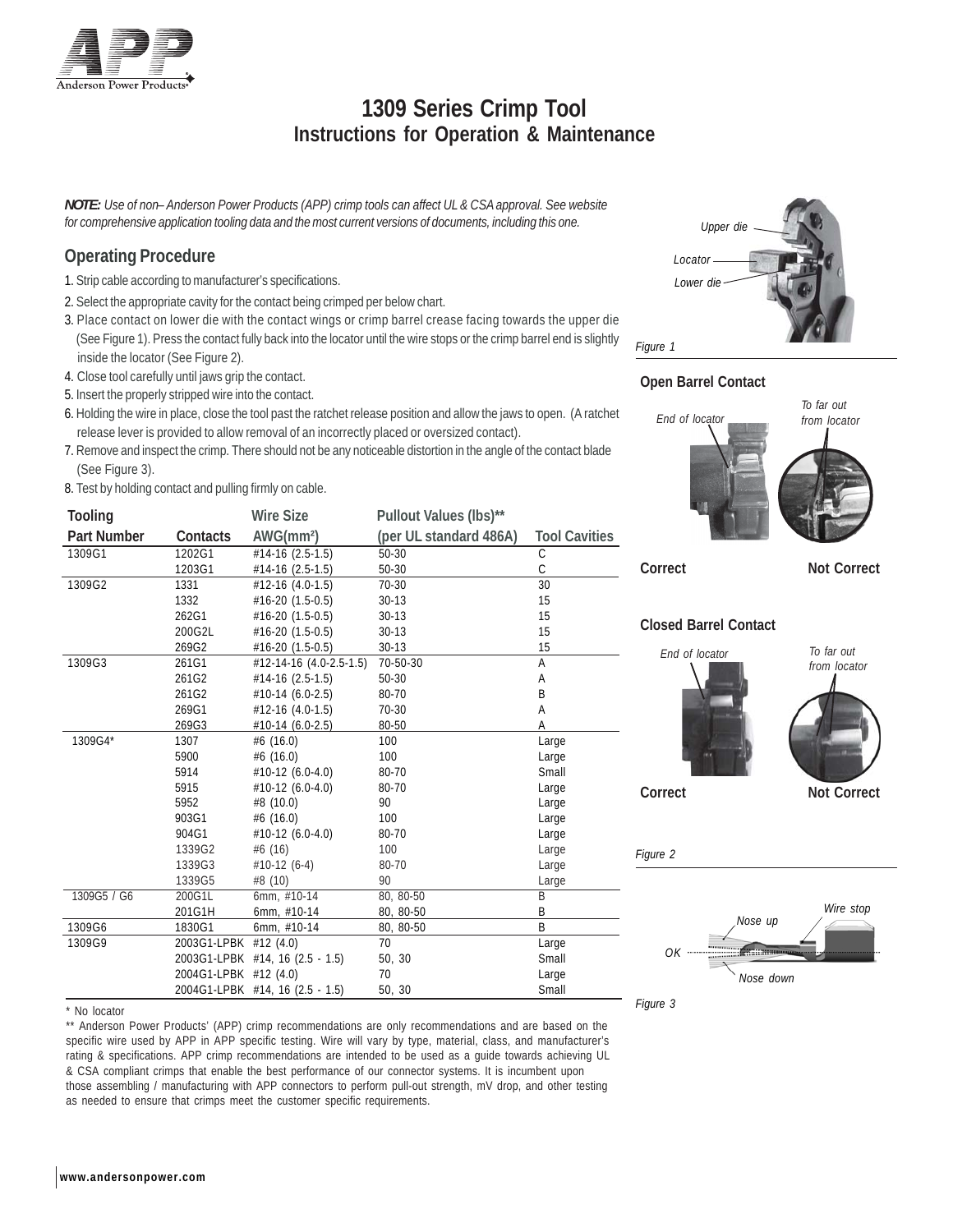# 1309 Series Crimp Tool
## Instructions for Operation & Maintenance

***NOTE:*** *Use of non– Anderson Power Products (APP) crimp tools can affect UL & CSA approval. See website for comprehensive application tooling data and the most current versions of documents, including this one.*

## Operating Procedure

1. Strip cable according to manufacturer's specifications.
2. Select the appropriate cavity for the contact being crimped per below chart.
3. Place contact on lower die with the contact wings or crimp barrel crease facing towards the upper die (See Figure 1). Press the contact fully back into the locator until the wire stops or the crimp barrel end is slightly inside the locator (See Figure 2).
4. Close tool carefully until jaws grip the contact.
5. Insert the properly stripped wire into the contact.
6. Holding the wire in place, close the tool past the ratchet release position and allow the jaws to open. (A ratchet release lever is provided to allow removal of an incorrectly placed or oversized contact).
7. Remove and inspect the crimp. There should not be any noticeable distortion in the angle of the contact blade (See Figure 3).
8. Test by holding contact and pulling firmly on cable.

| Tooling Part Number | Contacts | Wire Size AWG(mm²) | Pullout Values (lbs)** (per UL standard 486A) | Tool Cavities |
|---|---|---|---|---|
| 1309G1 | 1202G1 | #14-16 (2.5-1.5) | 50-30 | C |
| | 1203G1 | #14-16 (2.5-1.5) | 50-30 | C |
| 1309G2 | 1331 | #12-16 (4.0-1.5) | 70-30 | 30 |
| | 1332 | #16-20 (1.5-0.5) | 30-13 | 15 |
| | 262G1 | #16-20 (1.5-0.5) | 30-13 | 15 |
| | 200G2L | #16-20 (1.5-0.5) | 30-13 | 15 |
| | 269G2 | #16-20 (1.5-0.5) | 30-13 | 15 |
| 1309G3 | 261G1 | #12-14-16 (4.0-2.5-1.5) | 70-50-30 | A |
| | 261G2 | #14-16 (2.5-1.5) | 50-30 | A |
| | 261G2 | #10-14 (6.0-2.5) | 80-70 | B |
| | 269G1 | #12-16 (4.0-1.5) | 70-30 | A |
| | 269G3 | #10-14 (6.0-2.5) | 80-50 | A |
| 1309G4* | 1307 | #6 (16.0) | 100 | Large |
| | 5900 | #6 (16.0) | 100 | Large |
| | 5914 | #10-12 (6.0-4.0) | 80-70 | Small |
| | 5915 | #10-12 (6.0-4.0) | 80-70 | Large |
| | 5952 | #8 (10.0) | 90 | Large |
| | 903G1 | #6 (16.0) | 100 | Large |
| | 904G1 | #10-12 (6.0-4.0) | 80-70 | Large |
| | 1339G2 | #6 (16) | 100 | Large |
| | 1339G3 | #10-12 (6-4) | 80-70 | Large |
| | 1339G5 | #8 (10) | 90 | Large |
| 1309G5 / G6 | 200G1L | 6mm, #10-14 | 80, 80-50 | B |
| | 201G1H | 6mm, #10-14 | 80, 80-50 | B |
| 1309G6 | 1830G1 | 6mm, #10-14 | 80, 80-50 | B |
| 1309G9 | 2003G1-LPBK | #12 (4.0) | 70 | Large |
| | 2003G1-LPBK | #14, 16 (2.5 - 1.5) | 50, 30 | Small |
| | 2004G1-LPBK | #12 (4.0) | 70 | Large |
| | 2004G1-LPBK | #14, 16 (2.5 - 1.5) | 50, 30 | Small |

\* No locator

** Anderson Power Products' (APP) crimp recommendations are only recommendations and are based on the specific wire used by APP in APP specific testing. Wire will vary by type, material, class, and manufacturer's rating & specifications. APP crimp recommendations are intended to be used as a guide towards achieving UL & CSA compliant crimps that enable the best performance of our connector systems. It is incumbent upon those assembling / manufacturing with APP connectors to perform pull-out strength, mV drop, and other testing as needed to ensure that crimps meet the customer specific requirements.

Upper die
Locator
Lower die

*Figure 1*

**Open Barrel Contact**

End of locator — To far out from locator

**Correct** — **Not Correct**

**Closed Barrel Contact**

End of locator — To far out from locator

**Correct** — **Not Correct**

*Figure 2*

Nose up — Wire stop — OK — Nose down

*Figure 3*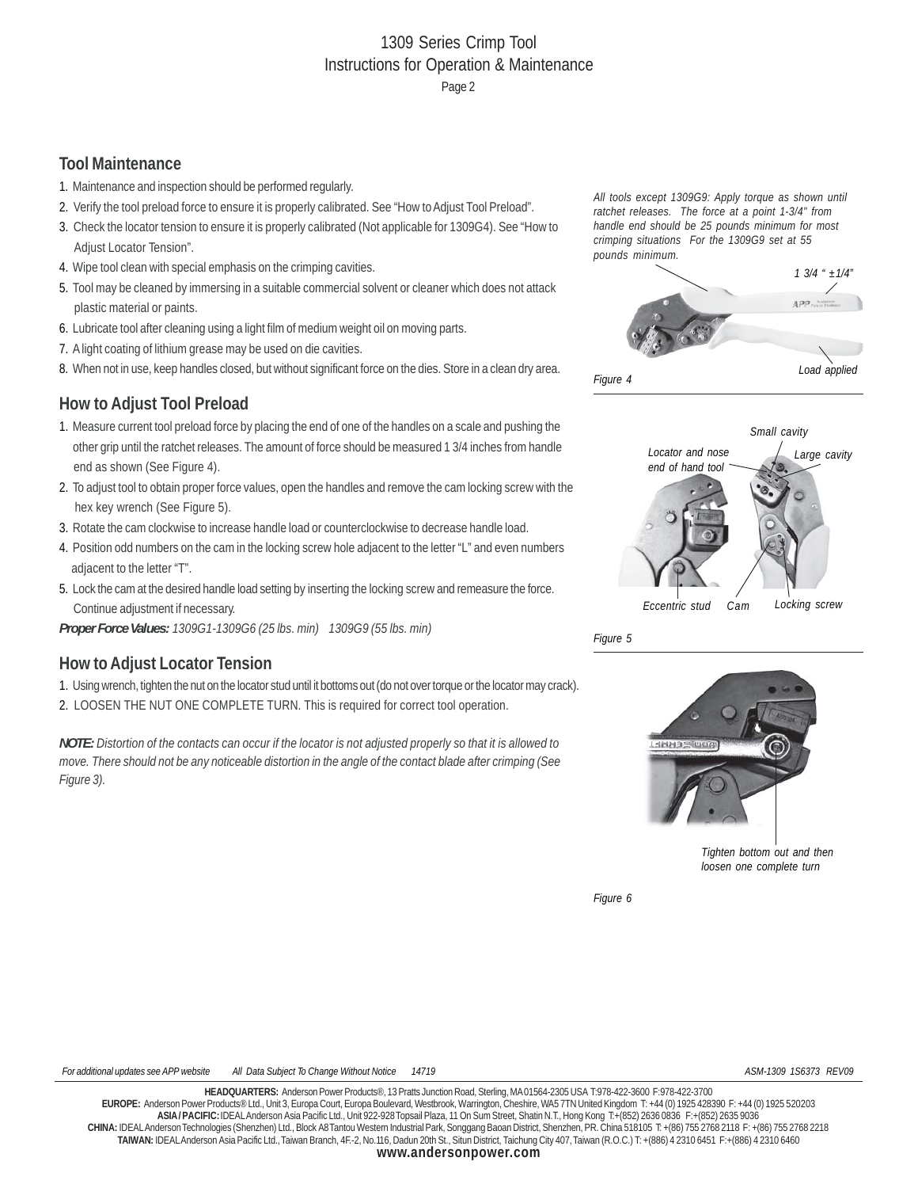## Tool Maintenance

1. Maintenance and inspection should be performed regularly.
2. Verify the tool preload force to ensure it is properly calibrated. See "How to Adjust Tool Preload".
3. Check the locator tension to ensure it is properly calibrated (Not applicable for 1309G4). See "How to Adjust Locator Tension".
4. Wipe tool clean with special emphasis on the crimping cavities.
5. Tool may be cleaned by immersing in a suitable commercial solvent or cleaner which does not attack plastic material or paints.
6. Lubricate tool after cleaning using a light film of medium weight oil on moving parts.
7. A light coating of lithium grease may be used on die cavities.
8. When not in use, keep handles closed, but without significant force on the dies. Store in a clean dry area.

## How to Adjust Tool Preload

1. Measure current tool preload force by placing the end of one of the handles on a scale and pushing the other grip until the ratchet releases. The amount of force should be measured 1 3/4 inches from handle end as shown (See Figure 4).
2. To adjust tool to obtain proper force values, open the handles and remove the cam locking screw with the hex key wrench (See Figure 5).
3. Rotate the cam clockwise to increase handle load or counterclockwise to decrease handle load.
4. Position odd numbers on the cam in the locking screw hole adjacent to the letter "L" and even numbers adjacent to the letter "T".
5. Lock the cam at the desired handle load setting by inserting the locking screw and remeasure the force. Continue adjustment if necessary.

***Proper Force Values:*** *1309G1-1309G6 (25 lbs. min) 1309G9 (55 lbs. min)*

## How to Adjust Locator Tension

1. Using wrench, tighten the nut on the locator stud until it bottoms out (do not over torque or the locator may crack).
2. LOOSEN THE NUT ONE COMPLETE TURN. This is required for correct tool operation.

***NOTE:*** *Distortion of the contacts can occur if the locator is not adjusted properly so that it is allowed to move. There should not be any noticeable distortion in the angle of the contact blade after crimping (See Figure 3).*

*All tools except 1309G9: Apply torque as shown until ratchet releases. The force at a point 1-3/4" from handle end should be 25 pounds minimum for most crimping situations For the 1309G9 set at 55 pounds minimum.*

*1 3/4 " ±1/4"*

*Load applied*

*Figure 4*

*Small cavity*

*Locator and nose end of hand tool*

*Large cavity*

*Eccentric stud*

*Cam*

*Locking screw*

*Figure 5*

*Tighten bottom out and then loosen one complete turn*

*Figure 6*

*For additional updates see APP website All Data Subject To Change Without Notice 14719* ASM-1309 1S6373 REV09

**HEADQUARTERS:** Anderson Power Products®, 13 Pratts Junction Road, Sterling, MA 01564-2305 USA T:978-422-3600 F:978-422-3700
**EUROPE:** Anderson Power Products® Ltd., Unit 3, Europa Court, Europa Boulevard, Westbrook, Warrington, Cheshire, WA5 7TN United Kingdom T: +44 (0) 1925 428390 F: +44 (0) 1925 520203
**ASIA / PACIFIC:** IDEAL Anderson Asia Pacific Ltd., Unit 922-928 Topsail Plaza, 11 On Sum Street, Shatin N.T., Hong Kong T:+(852) 2636 0836 F:+(852) 2635 9036
**CHINA:** IDEAL Anderson Technologies (Shenzhen) Ltd., Block A8 Tantou Western Industrial Park, Songgang Baoan District, Shenzhen, PR. China 518105 T: +(86) 755 2768 2118 F: +(86) 755 2768 2218
**TAIWAN:** IDEAL Anderson Asia Pacific Ltd., Taiwan Branch, 4F.-2, No.116, Dadun 20th St., Situn District, Taichung City 407, Taiwan (R.O.C.) T: +(886) 4 2310 6451 F:+(886) 4 2310 6460
**www.andersonpower.com**